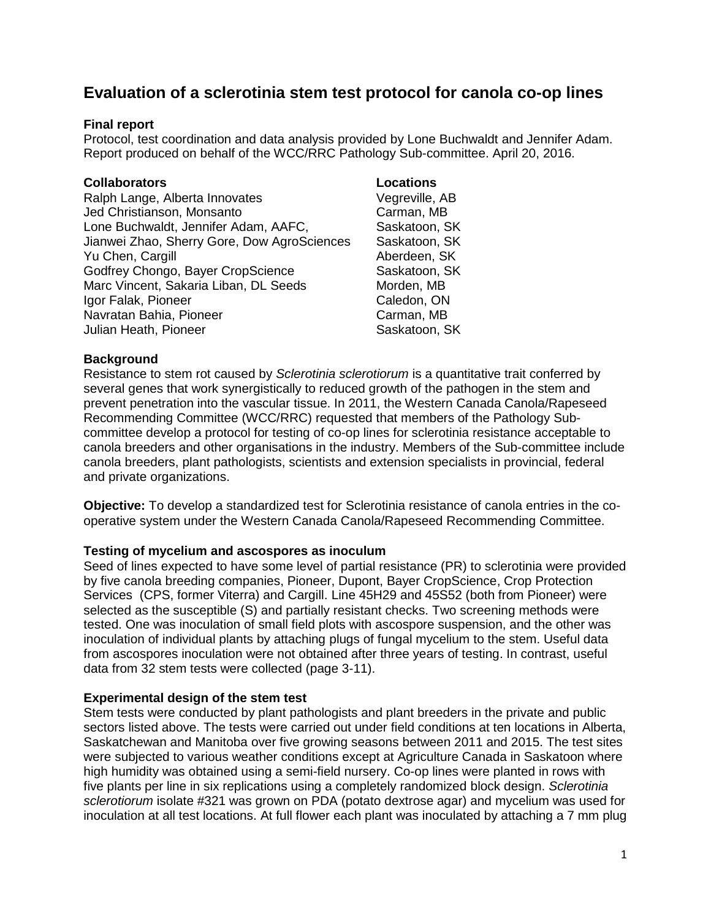# Evaluation of a sclerotinia stem test protocol for canola co-op lines

**Final report**

Protocol, test coordination and data analysis provided by Lone Buchwaldt and Jennifer Adam. Report produced on behalf of the WCC/RRC Pathology Sub-committee. April 20, 2016.

| **Collaborators** | **Locations** |
|---|---|
| Ralph Lange, Alberta Innovates | Vegreville, AB |
| Jed Christianson, Monsanto | Carman, MB |
| Lone Buchwaldt, Jennifer Adam, AAFC, | Saskatoon, SK |
| Jianwei Zhao, Sherry Gore, Dow AgroSciences | Saskatoon, SK |
| Yu Chen, Cargill | Aberdeen, SK |
| Godfrey Chongo, Bayer CropScience | Saskatoon, SK |
| Marc Vincent, Sakaria Liban, DL Seeds | Morden, MB |
| Igor Falak, Pioneer | Caledon, ON |
| Navratan Bahia, Pioneer | Carman, MB |
| Julian Heath, Pioneer | Saskatoon, SK |

**Background**

Resistance to stem rot caused by *Sclerotinia sclerotiorum* is a quantitative trait conferred by several genes that work synergistically to reduced growth of the pathogen in the stem and prevent penetration into the vascular tissue. In 2011, the Western Canada Canola/Rapeseed Recommending Committee (WCC/RRC) requested that members of the Pathology Sub-committee develop a protocol for testing of co-op lines for sclerotinia resistance acceptable to canola breeders and other organisations in the industry. Members of the Sub-committee include canola breeders, plant pathologists, scientists and extension specialists in provincial, federal and private organizations.

**Objective:** To develop a standardized test for Sclerotinia resistance of canola entries in the co-operative system under the Western Canada Canola/Rapeseed Recommending Committee.

**Testing of mycelium and ascospores as inoculum**

Seed of lines expected to have some level of partial resistance (PR) to sclerotinia were provided by five canola breeding companies, Pioneer, Dupont, Bayer CropScience, Crop Protection Services (CPS, former Viterra) and Cargill. Line 45H29 and 45S52 (both from Pioneer) were selected as the susceptible (S) and partially resistant checks. Two screening methods were tested. One was inoculation of small field plots with ascospore suspension, and the other was inoculation of individual plants by attaching plugs of fungal mycelium to the stem. Useful data from ascospores inoculation were not obtained after three years of testing. In contrast, useful data from 32 stem tests were collected (page 3-11).

**Experimental design of the stem test**

Stem tests were conducted by plant pathologists and plant breeders in the private and public sectors listed above. The tests were carried out under field conditions at ten locations in Alberta, Saskatchewan and Manitoba over five growing seasons between 2011 and 2015. The test sites were subjected to various weather conditions except at Agriculture Canada in Saskatoon where high humidity was obtained using a semi-field nursery. Co-op lines were planted in rows with five plants per line in six replications using a completely randomized block design. *Sclerotinia sclerotiorum* isolate #321 was grown on PDA (potato dextrose agar) and mycelium was used for inoculation at all test locations. At full flower each plant was inoculated by attaching a 7 mm plug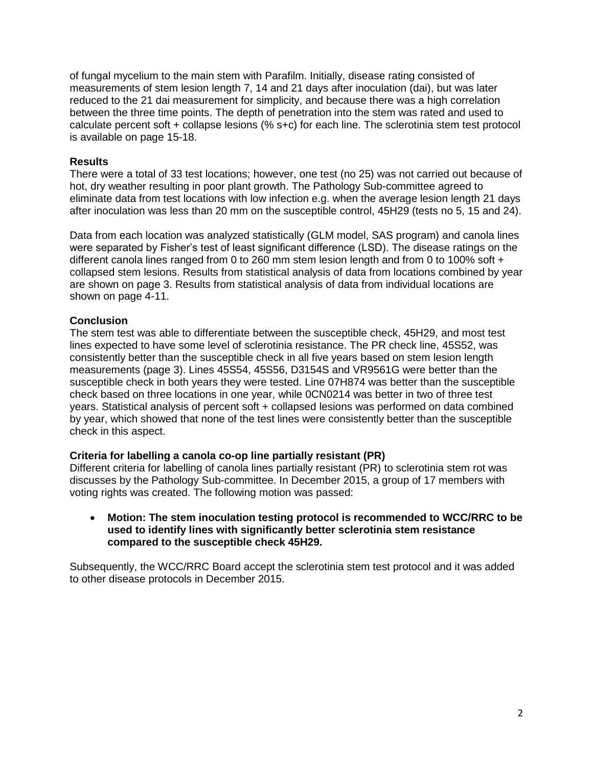of fungal mycelium to the main stem with Parafilm. Initially, disease rating consisted of measurements of stem lesion length 7, 14 and 21 days after inoculation (dai), but was later reduced to the 21 dai measurement for simplicity, and because there was a high correlation between the three time points. The depth of penetration into the stem was rated and used to calculate percent soft + collapse lesions (% s+c) for each line. The sclerotinia stem test protocol is available on page 15-18.

### Results

There were a total of 33 test locations; however, one test (no 25) was not carried out because of hot, dry weather resulting in poor plant growth. The Pathology Sub-committee agreed to eliminate data from test locations with low infection e.g. when the average lesion length 21 days after inoculation was less than 20 mm on the susceptible control, 45H29 (tests no 5, 15 and 24).

Data from each location was analyzed statistically (GLM model, SAS program) and canola lines were separated by Fisher's test of least significant difference (LSD). The disease ratings on the different canola lines ranged from 0 to 260 mm stem lesion length and from 0 to 100% soft + collapsed stem lesions. Results from statistical analysis of data from locations combined by year are shown on page 3. Results from statistical analysis of data from individual locations are shown on page 4-11.

### Conclusion

The stem test was able to differentiate between the susceptible check, 45H29, and most test lines expected to have some level of sclerotinia resistance. The PR check line, 45S52, was consistently better than the susceptible check in all five years based on stem lesion length measurements (page 3). Lines 45S54, 45S56, D3154S and VR9561G were better than the susceptible check in both years they were tested. Line 07H874 was better than the susceptible check based on three locations in one year, while 0CN0214 was better in two of three test years. Statistical analysis of percent soft + collapsed lesions was performed on data combined by year, which showed that none of the test lines were consistently better than the susceptible check in this aspect.

### Criteria for labelling a canola co-op line partially resistant (PR)

Different criteria for labelling of canola lines partially resistant (PR) to sclerotinia stem rot was discusses by the Pathology Sub-committee. In December 2015, a group of 17 members with voting rights was created. The following motion was passed:

- **Motion: The stem inoculation testing protocol is recommended to WCC/RRC to be used to identify lines with significantly better sclerotinia stem resistance compared to the susceptible check 45H29.**

Subsequently, the WCC/RRC Board accept the sclerotinia stem test protocol and it was added to other disease protocols in December 2015.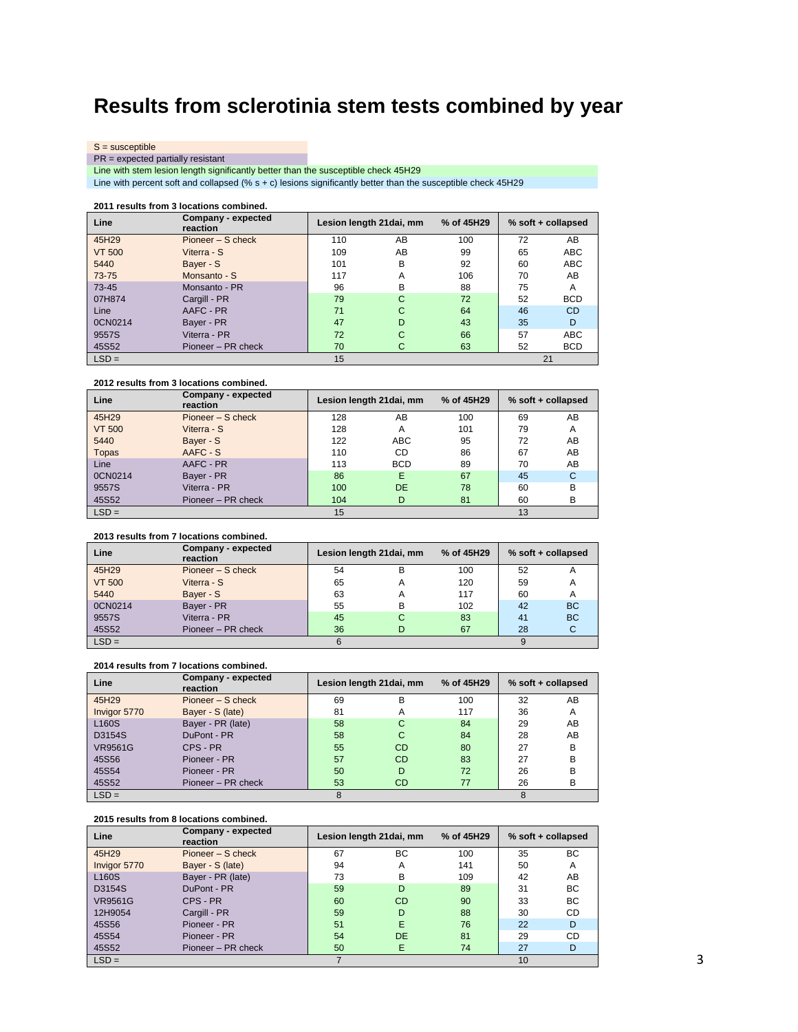# Results from sclerotinia stem tests combined by year

S = susceptible

PR = expected partially resistant

Line with stem lesion length significantly better than the susceptible check 45H29

Line with percent soft and collapsed (% s + c) lesions significantly better than the susceptible check 45H29

**2011 results from 3 locations combined.**

| Line | Company - expected reaction | Lesion length 21dai, mm | | % of 45H29 | % soft + collapsed | |
|---|---|---|---|---|---|---|
| 45H29 | Pioneer – S check | 110 | AB | 100 | 72 | AB |
| VT 500 | Viterra - S | 109 | AB | 99 | 65 | ABC |
| 5440 | Bayer - S | 101 | B | 92 | 60 | ABC |
| 73-75 | Monsanto - S | 117 | A | 106 | 70 | AB |
| 73-45 | Monsanto - PR | 96 | B | 88 | 75 | A |
| 07H874 | Cargill - PR | 79 | C | 72 | 52 | BCD |
| Line | AAFC - PR | 71 | C | 64 | 46 | CD |
| 0CN0214 | Bayer - PR | 47 | D | 43 | 35 | D |
| 9557S | Viterra - PR | 72 | C | 66 | 57 | ABC |
| 45S52 | Pioneer – PR check | 70 | C | 63 | 52 | BCD |
| LSD = | | 15 | | | 21 | |

**2012 results from 3 locations combined.**

| Line | Company - expected reaction | Lesion length 21dai, mm | | % of 45H29 | % soft + collapsed | |
|---|---|---|---|---|---|---|
| 45H29 | Pioneer – S check | 128 | AB | 100 | 69 | AB |
| VT 500 | Viterra - S | 128 | A | 101 | 79 | A |
| 5440 | Bayer - S | 122 | ABC | 95 | 72 | AB |
| Topas | AAFC - S | 110 | CD | 86 | 67 | AB |
| Line | AAFC - PR | 113 | BCD | 89 | 70 | AB |
| 0CN0214 | Bayer - PR | 86 | E | 67 | 45 | C |
| 9557S | Viterra - PR | 100 | DE | 78 | 60 | B |
| 45S52 | Pioneer – PR check | 104 | D | 81 | 60 | B |
| LSD = | | 15 | | | 13 | |

**2013 results from 7 locations combined.**

| Line | Company - expected reaction | Lesion length 21dai, mm | | % of 45H29 | % soft + collapsed | |
|---|---|---|---|---|---|---|
| 45H29 | Pioneer – S check | 54 | B | 100 | 52 | A |
| VT 500 | Viterra - S | 65 | A | 120 | 59 | A |
| 5440 | Bayer - S | 63 | A | 117 | 60 | A |
| 0CN0214 | Bayer - PR | 55 | B | 102 | 42 | BC |
| 9557S | Viterra - PR | 45 | C | 83 | 41 | BC |
| 45S52 | Pioneer – PR check | 36 | D | 67 | 28 | C |
| LSD = | | 6 | | | 9 | |

**2014 results from 7 locations combined.**

| Line | Company - expected reaction | Lesion length 21dai, mm | | % of 45H29 | % soft + collapsed | |
|---|---|---|---|---|---|---|
| 45H29 | Pioneer – S check | 69 | B | 100 | 32 | AB |
| Invigor 5770 | Bayer - S (late) | 81 | A | 117 | 36 | A |
| L160S | Bayer - PR (late) | 58 | C | 84 | 29 | AB |
| D3154S | DuPont - PR | 58 | C | 84 | 28 | AB |
| VR9561G | CPS - PR | 55 | CD | 80 | 27 | B |
| 45S56 | Pioneer - PR | 57 | CD | 83 | 27 | B |
| 45S54 | Pioneer - PR | 50 | D | 72 | 26 | B |
| 45S52 | Pioneer – PR check | 53 | CD | 77 | 26 | B |
| LSD = | | 8 | | | 8 | |

**2015 results from 8 locations combined.**

| Line | Company - expected reaction | Lesion length 21dai, mm | | % of 45H29 | % soft + collapsed | |
|---|---|---|---|---|---|---|
| 45H29 | Pioneer – S check | 67 | BC | 100 | 35 | BC |
| Invigor 5770 | Bayer - S (late) | 94 | A | 141 | 50 | A |
| L160S | Bayer - PR (late) | 73 | B | 109 | 42 | AB |
| D3154S | DuPont - PR | 59 | D | 89 | 31 | BC |
| VR9561G | CPS - PR | 60 | CD | 90 | 33 | BC |
| 12H9054 | Cargill - PR | 59 | D | 88 | 30 | CD |
| 45S56 | Pioneer - PR | 51 | E | 76 | 22 | D |
| 45S54 | Pioneer - PR | 54 | DE | 81 | 29 | CD |
| 45S52 | Pioneer – PR check | 50 | E | 74 | 27 | D |
| LSD = | | 7 | | | 10 | |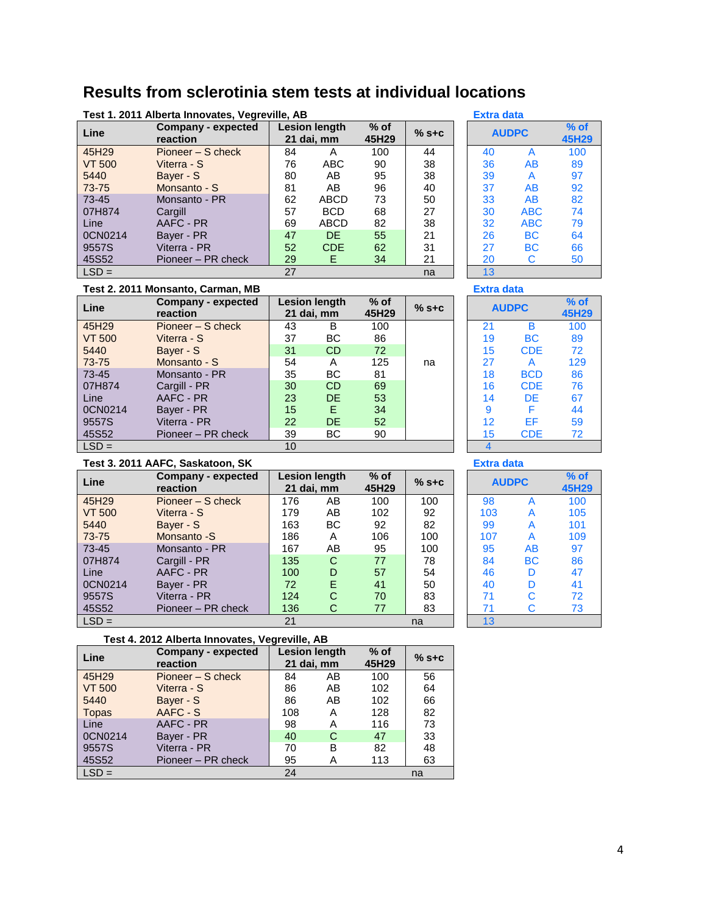# Results from sclerotinia stem tests at individual locations

**Test 1. 2011 Alberta Innovates, Vegreville, AB** — Extra data

| Line | Company - expected reaction | Lesion length 21 dai, mm | | % of 45H29 | % s+c | AUDPC | | % of 45H29 |
|---|---|---|---|---|---|---|---|---|
| 45H29 | Pioneer – S check | 84 | A | 100 | 44 | 40 | A | 100 |
| VT 500 | Viterra - S | 76 | ABC | 90 | 38 | 36 | AB | 89 |
| 5440 | Bayer - S | 80 | AB | 95 | 38 | 39 | A | 97 |
| 73-75 | Monsanto - S | 81 | AB | 96 | 40 | 37 | AB | 92 |
| 73-45 | Monsanto - PR | 62 | ABCD | 73 | 50 | 33 | AB | 82 |
| 07H874 | Cargill | 57 | BCD | 68 | 27 | 30 | ABC | 74 |
| Line | AAFC - PR | 69 | ABCD | 82 | 38 | 32 | ABC | 79 |
| 0CN0214 | Bayer - PR | 47 | DE | 55 | 21 | 26 | BC | 64 |
| 9557S | Viterra - PR | 52 | CDE | 62 | 31 | 27 | BC | 66 |
| 45S52 | Pioneer – PR check | 29 | E | 34 | 21 | 20 | C | 50 |
| LSD = | | 27 | | | na | 13 | | |

**Test 2. 2011 Monsanto, Carman, MB** — Extra data

| Line | Company - expected reaction | Lesion length 21 dai, mm | | % of 45H29 | % s+c | AUDPC | | % of 45H29 |
|---|---|---|---|---|---|---|---|---|
| 45H29 | Pioneer – S check | 43 | B | 100 | | 21 | B | 100 |
| VT 500 | Viterra - S | 37 | BC | 86 | | 19 | BC | 89 |
| 5440 | Bayer - S | 31 | CD | 72 | | 15 | CDE | 72 |
| 73-75 | Monsanto - S | 54 | A | 125 | na | 27 | A | 129 |
| 73-45 | Monsanto - PR | 35 | BC | 81 | | 18 | BCD | 86 |
| 07H874 | Cargill - PR | 30 | CD | 69 | | 16 | CDE | 76 |
| Line | AAFC - PR | 23 | DE | 53 | | 14 | DE | 67 |
| 0CN0214 | Bayer - PR | 15 | E | 34 | | 9 | F | 44 |
| 9557S | Viterra - PR | 22 | DE | 52 | | 12 | EF | 59 |
| 45S52 | Pioneer – PR check | 39 | BC | 90 | | 15 | CDE | 72 |
| LSD = | | 10 | | | | 4 | | |

**Test 3. 2011 AAFC, Saskatoon, SK** — Extra data

| Line | Company - expected reaction | Lesion length 21 dai, mm | | % of 45H29 | % s+c | AUDPC | | % of 45H29 |
|---|---|---|---|---|---|---|---|---|
| 45H29 | Pioneer – S check | 176 | AB | 100 | 100 | 98 | A | 100 |
| VT 500 | Viterra - S | 179 | AB | 102 | 92 | 103 | A | 105 |
| 5440 | Bayer - S | 163 | BC | 92 | 82 | 99 | A | 101 |
| 73-75 | Monsanto -S | 186 | A | 106 | 100 | 107 | A | 109 |
| 73-45 | Monsanto - PR | 167 | AB | 95 | 100 | 95 | AB | 97 |
| 07H874 | Cargill - PR | 135 | C | 77 | 78 | 84 | BC | 86 |
| Line | AAFC - PR | 100 | D | 57 | 54 | 46 | D | 47 |
| 0CN0214 | Bayer - PR | 72 | E | 41 | 50 | 40 | D | 41 |
| 9557S | Viterra - PR | 124 | C | 70 | 83 | 71 | C | 72 |
| 45S52 | Pioneer – PR check | 136 | C | 77 | 83 | 71 | C | 73 |
| LSD = | | 21 | | | na | 13 | | |

**Test 4. 2012 Alberta Innovates, Vegreville, AB**

| Line | Company - expected reaction | Lesion length 21 dai, mm | | % of 45H29 | % s+c |
|---|---|---|---|---|---|
| 45H29 | Pioneer – S check | 84 | AB | 100 | 56 |
| VT 500 | Viterra - S | 86 | AB | 102 | 64 |
| 5440 | Bayer - S | 86 | AB | 102 | 66 |
| Topas | AAFC - S | 108 | A | 128 | 82 |
| Line | AAFC - PR | 98 | A | 116 | 73 |
| 0CN0214 | Bayer - PR | 40 | C | 47 | 33 |
| 9557S | Viterra - PR | 70 | B | 82 | 48 |
| 45S52 | Pioneer – PR check | 95 | A | 113 | 63 |
| LSD = | | 24 | | | na |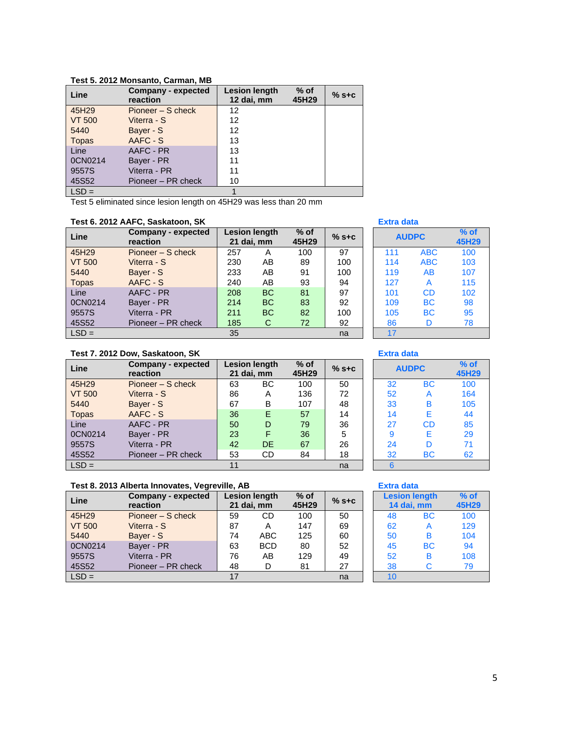**Test 5. 2012 Monsanto, Carman, MB**

| Line | Company - expected reaction | Lesion length 12 dai, mm | % of 45H29 | % s+c |
|---|---|---|---|---|
| 45H29 | Pioneer – S check | 12 | | |
| VT 500 | Viterra - S | 12 | | |
| 5440 | Bayer - S | 12 | | |
| Topas | AAFC - S | 13 | | |
| Line | AAFC - PR | 13 | | |
| 0CN0214 | Bayer - PR | 11 | | |
| 9557S | Viterra - PR | 11 | | |
| 45S52 | Pioneer – PR check | 10 | | |
| LSD = | | 1 | | |

Test 5 eliminated since lesion length on 45H29 was less than 20 mm

**Test 6. 2012 AAFC, Saskatoon, SK**

| Line | Company - expected reaction | Lesion length 21 dai, mm | | % of 45H29 | % s+c |
|---|---|---|---|---|---|
| 45H29 | Pioneer – S check | 257 | A | 100 | 97 |
| VT 500 | Viterra - S | 230 | AB | 89 | 100 |
| 5440 | Bayer - S | 233 | AB | 91 | 100 |
| Topas | AAFC - S | 240 | AB | 93 | 94 |
| Line | AAFC - PR | 208 | BC | 81 | 97 |
| 0CN0214 | Bayer - PR | 214 | BC | 83 | 92 |
| 9557S | Viterra - PR | 211 | BC | 82 | 100 |
| 45S52 | Pioneer – PR check | 185 | C | 72 | 92 |
| LSD = | | 35 | | | na |

**Extra data**

| AUDPC | | % of 45H29 |
|---|---|---|
| 111 | ABC | 100 |
| 114 | ABC | 103 |
| 119 | AB | 107 |
| 127 | A | 115 |
| 101 | CD | 102 |
| 109 | BC | 98 |
| 105 | BC | 95 |
| 86 | D | 78 |
| 17 | | |

**Test 7. 2012 Dow, Saskatoon, SK**

| Line | Company - expected reaction | Lesion length 21 dai, mm | | % of 45H29 | % s+c |
|---|---|---|---|---|---|
| 45H29 | Pioneer – S check | 63 | BC | 100 | 50 |
| VT 500 | Viterra - S | 86 | A | 136 | 72 |
| 5440 | Bayer - S | 67 | B | 107 | 48 |
| Topas | AAFC - S | 36 | E | 57 | 14 |
| Line | AAFC - PR | 50 | D | 79 | 36 |
| 0CN0214 | Bayer - PR | 23 | F | 36 | 5 |
| 9557S | Viterra - PR | 42 | DE | 67 | 26 |
| 45S52 | Pioneer – PR check | 53 | CD | 84 | 18 |
| LSD = | | 11 | | | na |

**Extra data**

| AUDPC | | % of 45H29 |
|---|---|---|
| 32 | BC | 100 |
| 52 | A | 164 |
| 33 | B | 105 |
| 14 | E | 44 |
| 27 | CD | 85 |
| 9 | E | 29 |
| 24 | D | 71 |
| 32 | BC | 62 |
| 6 | | |

**Test 8. 2013 Alberta Innovates, Vegreville, AB**

| Line | Company - expected reaction | Lesion length 21 dai, mm | | % of 45H29 | % s+c |
|---|---|---|---|---|---|
| 45H29 | Pioneer – S check | 59 | CD | 100 | 50 |
| VT 500 | Viterra - S | 87 | A | 147 | 69 |
| 5440 | Bayer - S | 74 | ABC | 125 | 60 |
| 0CN0214 | Bayer - PR | 63 | BCD | 80 | 52 |
| 9557S | Viterra - PR | 76 | AB | 129 | 49 |
| 45S52 | Pioneer – PR check | 48 | D | 81 | 27 |
| LSD = | | 17 | | | na |

**Extra data**

| Lesion length 14 dai, mm | | % of 45H29 |
|---|---|---|
| 48 | BC | 100 |
| 62 | A | 129 |
| 50 | B | 104 |
| 45 | BC | 94 |
| 52 | B | 108 |
| 38 | C | 79 |
| 10 | | |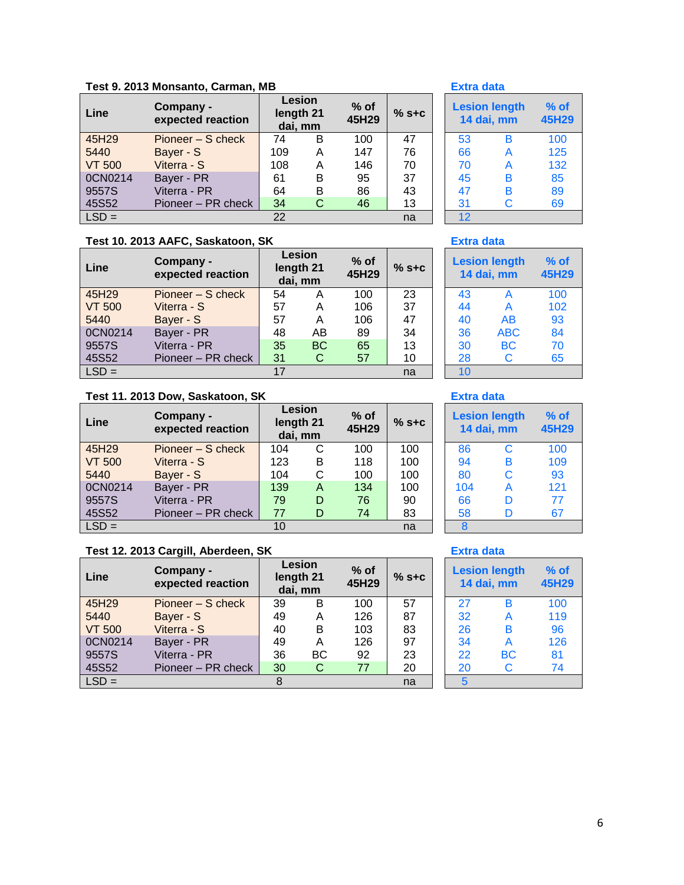**Test 9. 2013 Monsanto, Carman, MB**

| Line | Company - expected reaction | Lesion length 21 dai, mm | | % of 45H29 | % s+c |
|---|---|---|---|---|---|
| 45H29 | Pioneer – S check | 74 | B | 100 | 47 |
| 5440 | Bayer - S | 109 | A | 147 | 76 |
| VT 500 | Viterra - S | 108 | A | 146 | 70 |
| 0CN0214 | Bayer - PR | 61 | B | 95 | 37 |
| 9557S | Viterra - PR | 64 | B | 86 | 43 |
| 45S52 | Pioneer – PR check | 34 | C | 46 | 13 |
| LSD = | | 22 | | | na |

**Extra data**

| Lesion length 14 dai, mm | | % of 45H29 |
|---|---|---|
| 53 | B | 100 |
| 66 | A | 125 |
| 70 | A | 132 |
| 45 | B | 85 |
| 47 | B | 89 |
| 31 | C | 69 |
| 12 | | |

**Test 10. 2013 AAFC, Saskatoon, SK**

| Line | Company - expected reaction | Lesion length 21 dai, mm | | % of 45H29 | % s+c |
|---|---|---|---|---|---|
| 45H29 | Pioneer – S check | 54 | A | 100 | 23 |
| VT 500 | Viterra - S | 57 | A | 106 | 37 |
| 5440 | Bayer - S | 57 | A | 106 | 47 |
| 0CN0214 | Bayer - PR | 48 | AB | 89 | 34 |
| 9557S | Viterra - PR | 35 | BC | 65 | 13 |
| 45S52 | Pioneer – PR check | 31 | C | 57 | 10 |
| LSD = | | 17 | | | na |

**Extra data**

| Lesion length 14 dai, mm | | % of 45H29 |
|---|---|---|
| 43 | A | 100 |
| 44 | A | 102 |
| 40 | AB | 93 |
| 36 | ABC | 84 |
| 30 | BC | 70 |
| 28 | C | 65 |
| 10 | | |

**Test 11. 2013 Dow, Saskatoon, SK**

| Line | Company - expected reaction | Lesion length 21 dai, mm | | % of 45H29 | % s+c |
|---|---|---|---|---|---|
| 45H29 | Pioneer – S check | 104 | C | 100 | 100 |
| VT 500 | Viterra - S | 123 | B | 118 | 100 |
| 5440 | Bayer - S | 104 | C | 100 | 100 |
| 0CN0214 | Bayer - PR | 139 | A | 134 | 100 |
| 9557S | Viterra - PR | 79 | D | 76 | 90 |
| 45S52 | Pioneer – PR check | 77 | D | 74 | 83 |
| LSD = | | 10 | | | na |

**Extra data**

| Lesion length 14 dai, mm | | % of 45H29 |
|---|---|---|
| 86 | C | 100 |
| 94 | B | 109 |
| 80 | C | 93 |
| 104 | A | 121 |
| 66 | D | 77 |
| 58 | D | 67 |
| 8 | | |

**Test 12. 2013 Cargill, Aberdeen, SK**

| Line | Company - expected reaction | Lesion length 21 dai, mm | | % of 45H29 | % s+c |
|---|---|---|---|---|---|
| 45H29 | Pioneer – S check | 39 | B | 100 | 57 |
| 5440 | Bayer - S | 49 | A | 126 | 87 |
| VT 500 | Viterra - S | 40 | B | 103 | 83 |
| 0CN0214 | Bayer - PR | 49 | A | 126 | 97 |
| 9557S | Viterra - PR | 36 | BC | 92 | 23 |
| 45S52 | Pioneer – PR check | 30 | C | 77 | 20 |
| LSD = | | 8 | | | na |

**Extra data**

| Lesion length 14 dai, mm | | % of 45H29 |
|---|---|---|
| 27 | B | 100 |
| 32 | A | 119 |
| 26 | B | 96 |
| 34 | A | 126 |
| 22 | BC | 81 |
| 20 | C | 74 |
| 5 | | |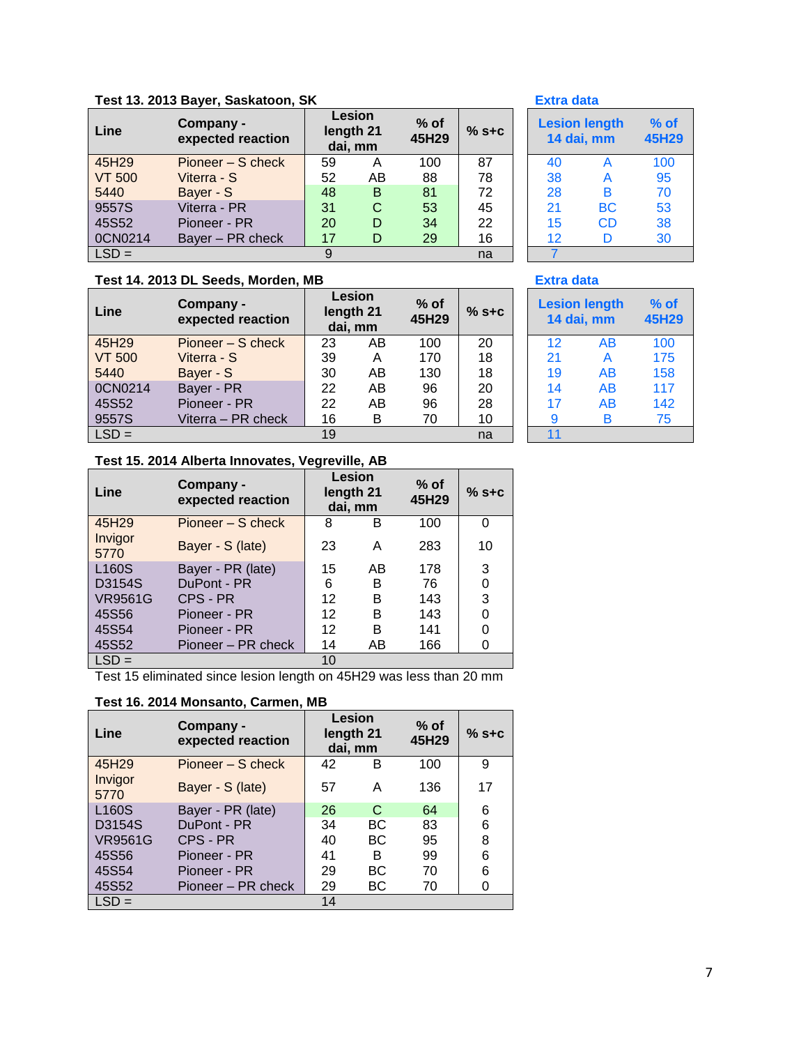### Test 13. 2013 Bayer, Saskatoon, SK

| Line | Company - expected reaction | Lesion length 21 dai, mm | | % of 45H29 | % s+c |
|---|---|---|---|---|---|
| 45H29 | Pioneer – S check | 59 | A | 100 | 87 |
| VT 500 | Viterra - S | 52 | AB | 88 | 78 |
| 5440 | Bayer - S | 48 | B | 81 | 72 |
| 9557S | Viterra - PR | 31 | C | 53 | 45 |
| 45S52 | Pioneer - PR | 20 | D | 34 | 22 |
| 0CN0214 | Bayer – PR check | 17 | D | 29 | 16 |
| LSD = | | 9 | | | na |

**Extra data**

| Lesion length 14 dai, mm | | % of 45H29 |
|---|---|---|
| 40 | A | 100 |
| 38 | A | 95 |
| 28 | B | 70 |
| 21 | BC | 53 |
| 15 | CD | 38 |
| 12 | D | 30 |
| 7 | | |

### Test 14. 2013 DL Seeds, Morden, MB

| Line | Company - expected reaction | Lesion length 21 dai, mm | | % of 45H29 | % s+c |
|---|---|---|---|---|---|
| 45H29 | Pioneer – S check | 23 | AB | 100 | 20 |
| VT 500 | Viterra - S | 39 | A | 170 | 18 |
| 5440 | Bayer - S | 30 | AB | 130 | 18 |
| 0CN0214 | Bayer - PR | 22 | AB | 96 | 20 |
| 45S52 | Pioneer - PR | 22 | AB | 96 | 28 |
| 9557S | Viterra – PR check | 16 | B | 70 | 10 |
| LSD = | | 19 | | | na |

**Extra data**

| Lesion length 14 dai, mm | | % of 45H29 |
|---|---|---|
| 12 | AB | 100 |
| 21 | A | 175 |
| 19 | AB | 158 |
| 14 | AB | 117 |
| 17 | AB | 142 |
| 9 | B | 75 |
| 11 | | |

### Test 15. 2014 Alberta Innovates, Vegreville, AB

| Line | Company - expected reaction | Lesion length 21 dai, mm | | % of 45H29 | % s+c |
|---|---|---|---|---|---|
| 45H29 | Pioneer – S check | 8 | B | 100 | 0 |
| Invigor 5770 | Bayer - S (late) | 23 | A | 283 | 10 |
| L160S | Bayer - PR (late) | 15 | AB | 178 | 3 |
| D3154S | DuPont - PR | 6 | B | 76 | 0 |
| VR9561G | CPS - PR | 12 | B | 143 | 3 |
| 45S56 | Pioneer - PR | 12 | B | 143 | 0 |
| 45S54 | Pioneer - PR | 12 | B | 141 | 0 |
| 45S52 | Pioneer – PR check | 14 | AB | 166 | 0 |
| LSD = | | 10 | | | |

Test 15 eliminated since lesion length on 45H29 was less than 20 mm

### Test 16. 2014 Monsanto, Carmen, MB

| Line | Company - expected reaction | Lesion length 21 dai, mm | | % of 45H29 | % s+c |
|---|---|---|---|---|---|
| 45H29 | Pioneer – S check | 42 | B | 100 | 9 |
| Invigor 5770 | Bayer - S (late) | 57 | A | 136 | 17 |
| L160S | Bayer - PR (late) | 26 | C | 64 | 6 |
| D3154S | DuPont - PR | 34 | BC | 83 | 6 |
| VR9561G | CPS - PR | 40 | BC | 95 | 8 |
| 45S56 | Pioneer - PR | 41 | B | 99 | 6 |
| 45S54 | Pioneer - PR | 29 | BC | 70 | 6 |
| 45S52 | Pioneer – PR check | 29 | BC | 70 | 0 |
| LSD = | | 14 | | | |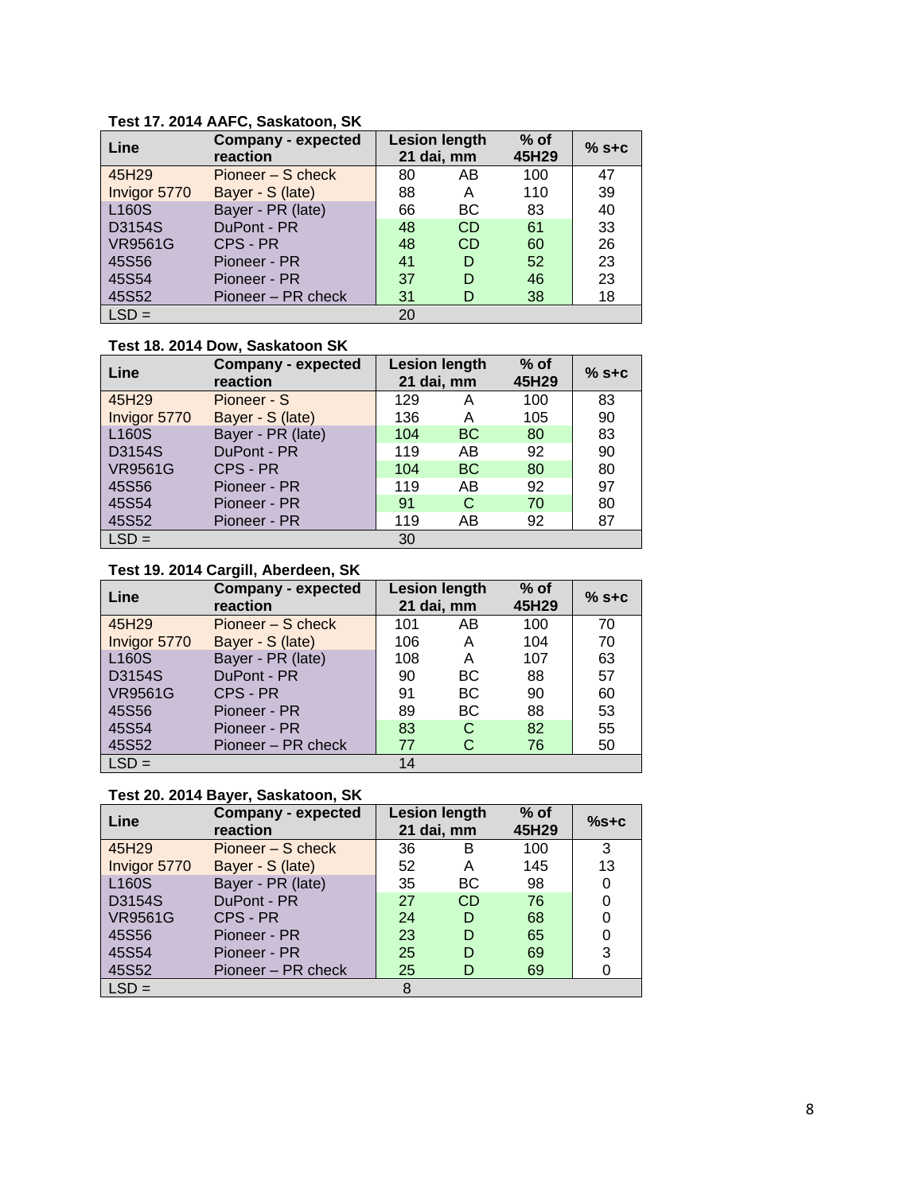**Test 17. 2014 AAFC, Saskatoon, SK**

| Line | Company - expected reaction | Lesion length 21 dai, mm | | % of 45H29 | % s+c |
|---|---|---|---|---|---|
| 45H29 | Pioneer – S check | 80 | AB | 100 | 47 |
| Invigor 5770 | Bayer - S (late) | 88 | A | 110 | 39 |
| L160S | Bayer - PR (late) | 66 | BC | 83 | 40 |
| D3154S | DuPont - PR | 48 | CD | 61 | 33 |
| VR9561G | CPS - PR | 48 | CD | 60 | 26 |
| 45S56 | Pioneer - PR | 41 | D | 52 | 23 |
| 45S54 | Pioneer - PR | 37 | D | 46 | 23 |
| 45S52 | Pioneer – PR check | 31 | D | 38 | 18 |
| LSD = | | 20 | | | |

**Test 18. 2014 Dow, Saskatoon SK**

| Line | Company - expected reaction | Lesion length 21 dai, mm | | % of 45H29 | % s+c |
|---|---|---|---|---|---|
| 45H29 | Pioneer - S | 129 | A | 100 | 83 |
| Invigor 5770 | Bayer - S (late) | 136 | A | 105 | 90 |
| L160S | Bayer - PR (late) | 104 | BC | 80 | 83 |
| D3154S | DuPont - PR | 119 | AB | 92 | 90 |
| VR9561G | CPS - PR | 104 | BC | 80 | 80 |
| 45S56 | Pioneer - PR | 119 | AB | 92 | 97 |
| 45S54 | Pioneer - PR | 91 | C | 70 | 80 |
| 45S52 | Pioneer - PR | 119 | AB | 92 | 87 |
| LSD = | | 30 | | | |

**Test 19. 2014 Cargill, Aberdeen, SK**

| Line | Company - expected reaction | Lesion length 21 dai, mm | | % of 45H29 | % s+c |
|---|---|---|---|---|---|
| 45H29 | Pioneer – S check | 101 | AB | 100 | 70 |
| Invigor 5770 | Bayer - S (late) | 106 | A | 104 | 70 |
| L160S | Bayer - PR (late) | 108 | A | 107 | 63 |
| D3154S | DuPont - PR | 90 | BC | 88 | 57 |
| VR9561G | CPS - PR | 91 | BC | 90 | 60 |
| 45S56 | Pioneer - PR | 89 | BC | 88 | 53 |
| 45S54 | Pioneer - PR | 83 | C | 82 | 55 |
| 45S52 | Pioneer – PR check | 77 | C | 76 | 50 |
| LSD = | | 14 | | | |

**Test 20. 2014 Bayer, Saskatoon, SK**

| Line | Company - expected reaction | Lesion length 21 dai, mm | | % of 45H29 | %s+c |
|---|---|---|---|---|---|
| 45H29 | Pioneer – S check | 36 | B | 100 | 3 |
| Invigor 5770 | Bayer - S (late) | 52 | A | 145 | 13 |
| L160S | Bayer - PR (late) | 35 | BC | 98 | 0 |
| D3154S | DuPont - PR | 27 | CD | 76 | 0 |
| VR9561G | CPS - PR | 24 | D | 68 | 0 |
| 45S56 | Pioneer - PR | 23 | D | 65 | 0 |
| 45S54 | Pioneer - PR | 25 | D | 69 | 3 |
| 45S52 | Pioneer – PR check | 25 | D | 69 | 0 |
| LSD = | | 8 | | | |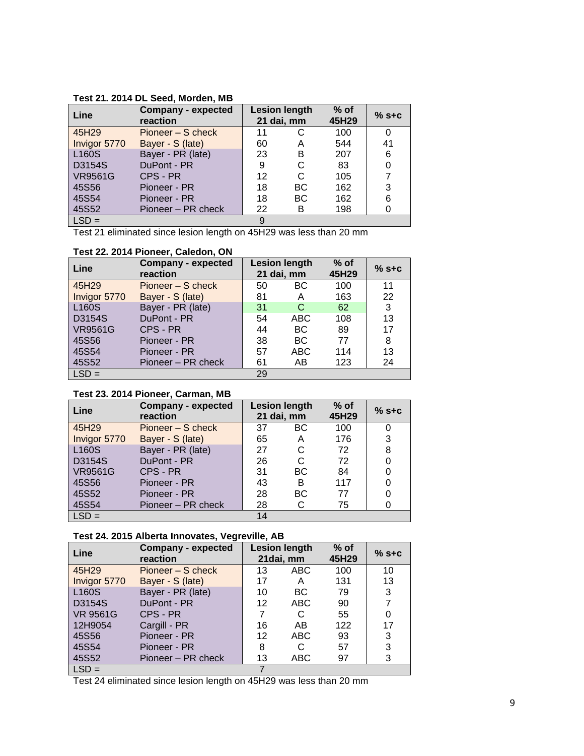**Test 21. 2014 DL Seed, Morden, MB**

| Line | Company - expected reaction | Lesion length 21 dai, mm | | % of 45H29 | % s+c |
|---|---|---|---|---|---|
| 45H29 | Pioneer – S check | 11 | C | 100 | 0 |
| Invigor 5770 | Bayer - S (late) | 60 | A | 544 | 41 |
| L160S | Bayer - PR (late) | 23 | B | 207 | 6 |
| D3154S | DuPont - PR | 9 | C | 83 | 0 |
| VR9561G | CPS - PR | 12 | C | 105 | 7 |
| 45S56 | Pioneer - PR | 18 | BC | 162 | 3 |
| 45S54 | Pioneer - PR | 18 | BC | 162 | 6 |
| 45S52 | Pioneer – PR check | 22 | B | 198 | 0 |
| LSD = | | 9 | | | |

Test 21 eliminated since lesion length on 45H29 was less than 20 mm

**Test 22. 2014 Pioneer, Caledon, ON**

| Line | Company - expected reaction | Lesion length 21 dai, mm | | % of 45H29 | % s+c |
|---|---|---|---|---|---|
| 45H29 | Pioneer – S check | 50 | BC | 100 | 11 |
| Invigor 5770 | Bayer - S (late) | 81 | A | 163 | 22 |
| L160S | Bayer - PR (late) | 31 | C | 62 | 3 |
| D3154S | DuPont - PR | 54 | ABC | 108 | 13 |
| VR9561G | CPS - PR | 44 | BC | 89 | 17 |
| 45S56 | Pioneer - PR | 38 | BC | 77 | 8 |
| 45S54 | Pioneer - PR | 57 | ABC | 114 | 13 |
| 45S52 | Pioneer – PR check | 61 | AB | 123 | 24 |
| LSD = | | 29 | | | |

**Test 23. 2014 Pioneer, Carman, MB**

| Line | Company - expected reaction | Lesion length 21 dai, mm | | % of 45H29 | % s+c |
|---|---|---|---|---|---|
| 45H29 | Pioneer – S check | 37 | BC | 100 | 0 |
| Invigor 5770 | Bayer - S (late) | 65 | A | 176 | 3 |
| L160S | Bayer - PR (late) | 27 | C | 72 | 8 |
| D3154S | DuPont - PR | 26 | C | 72 | 0 |
| VR9561G | CPS - PR | 31 | BC | 84 | 0 |
| 45S56 | Pioneer - PR | 43 | B | 117 | 0 |
| 45S52 | Pioneer - PR | 28 | BC | 77 | 0 |
| 45S54 | Pioneer – PR check | 28 | C | 75 | 0 |
| LSD = | | 14 | | | |

**Test 24. 2015 Alberta Innovates, Vegreville, AB**

| Line | Company - expected reaction | Lesion length 21dai, mm | | % of 45H29 | % s+c |
|---|---|---|---|---|---|
| 45H29 | Pioneer – S check | 13 | ABC | 100 | 10 |
| Invigor 5770 | Bayer - S (late) | 17 | A | 131 | 13 |
| L160S | Bayer - PR (late) | 10 | BC | 79 | 3 |
| D3154S | DuPont - PR | 12 | ABC | 90 | 7 |
| VR 9561G | CPS - PR | 7 | C | 55 | 0 |
| 12H9054 | Cargill - PR | 16 | AB | 122 | 17 |
| 45S56 | Pioneer - PR | 12 | ABC | 93 | 3 |
| 45S54 | Pioneer - PR | 8 | C | 57 | 3 |
| 45S52 | Pioneer – PR check | 13 | ABC | 97 | 3 |
| LSD = | | 7 | | | |

Test 24 eliminated since lesion length on 45H29 was less than 20 mm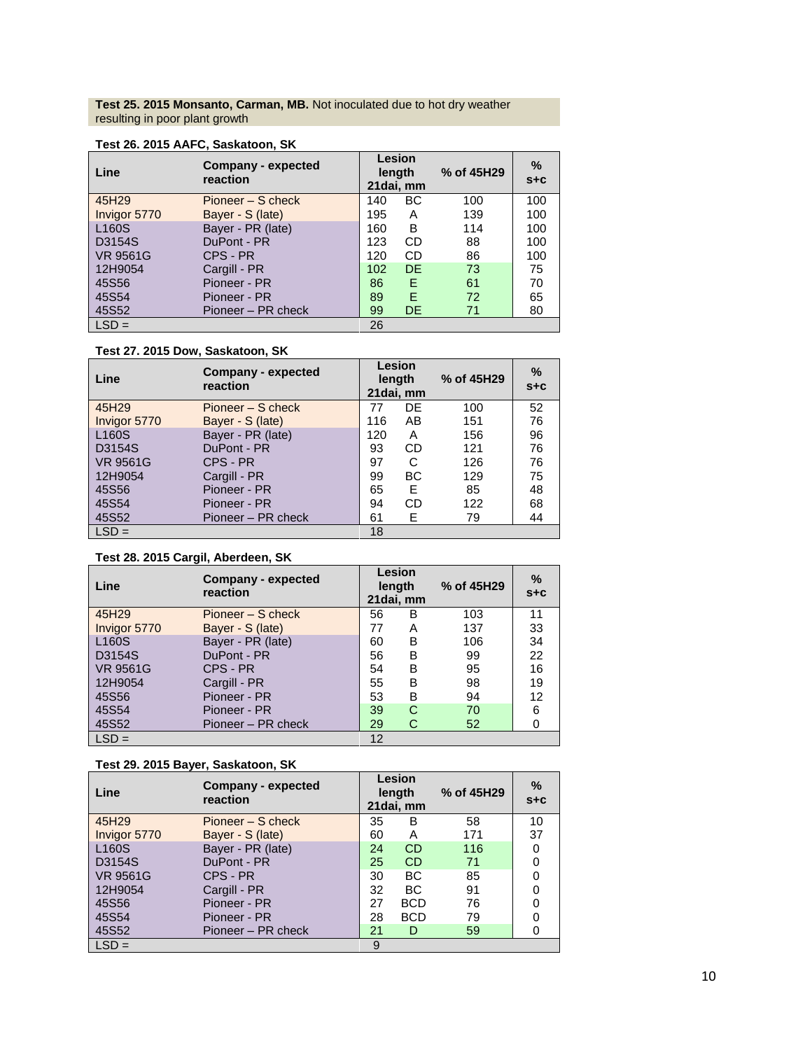**Test 25. 2015 Monsanto, Carman, MB.** Not inoculated due to hot dry weather resulting in poor plant growth

**Test 26. 2015 AAFC, Saskatoon, SK**

| Line | Company - expected reaction | Lesion length 21dai, mm | | % of 45H29 | % s+c |
|---|---|---|---|---|---|
| 45H29 | Pioneer – S check | 140 | BC | 100 | 100 |
| Invigor 5770 | Bayer - S (late) | 195 | A | 139 | 100 |
| L160S | Bayer - PR (late) | 160 | B | 114 | 100 |
| D3154S | DuPont - PR | 123 | CD | 88 | 100 |
| VR 9561G | CPS - PR | 120 | CD | 86 | 100 |
| 12H9054 | Cargill - PR | 102 | DE | 73 | 75 |
| 45S56 | Pioneer - PR | 86 | E | 61 | 70 |
| 45S54 | Pioneer - PR | 89 | E | 72 | 65 |
| 45S52 | Pioneer – PR check | 99 | DE | 71 | 80 |
| LSD = | | 26 | | | |

**Test 27. 2015 Dow, Saskatoon, SK**

| Line | Company - expected reaction | Lesion length 21dai, mm | | % of 45H29 | % s+c |
|---|---|---|---|---|---|
| 45H29 | Pioneer – S check | 77 | DE | 100 | 52 |
| Invigor 5770 | Bayer - S (late) | 116 | AB | 151 | 76 |
| L160S | Bayer - PR (late) | 120 | A | 156 | 96 |
| D3154S | DuPont - PR | 93 | CD | 121 | 76 |
| VR 9561G | CPS - PR | 97 | C | 126 | 76 |
| 12H9054 | Cargill - PR | 99 | BC | 129 | 75 |
| 45S56 | Pioneer - PR | 65 | E | 85 | 48 |
| 45S54 | Pioneer - PR | 94 | CD | 122 | 68 |
| 45S52 | Pioneer – PR check | 61 | E | 79 | 44 |
| LSD = | | 18 | | | |

**Test 28. 2015 Cargil, Aberdeen, SK**

| Line | Company - expected reaction | Lesion length 21dai, mm | | % of 45H29 | % s+c |
|---|---|---|---|---|---|
| 45H29 | Pioneer – S check | 56 | B | 103 | 11 |
| Invigor 5770 | Bayer - S (late) | 77 | A | 137 | 33 |
| L160S | Bayer - PR (late) | 60 | B | 106 | 34 |
| D3154S | DuPont - PR | 56 | B | 99 | 22 |
| VR 9561G | CPS - PR | 54 | B | 95 | 16 |
| 12H9054 | Cargill - PR | 55 | B | 98 | 19 |
| 45S56 | Pioneer - PR | 53 | B | 94 | 12 |
| 45S54 | Pioneer - PR | 39 | C | 70 | 6 |
| 45S52 | Pioneer – PR check | 29 | C | 52 | 0 |
| LSD = | | 12 | | | |

**Test 29. 2015 Bayer, Saskatoon, SK**

| Line | Company - expected reaction | Lesion length 21dai, mm | | % of 45H29 | % s+c |
|---|---|---|---|---|---|
| 45H29 | Pioneer – S check | 35 | B | 58 | 10 |
| Invigor 5770 | Bayer - S (late) | 60 | A | 171 | 37 |
| L160S | Bayer - PR (late) | 24 | CD | 116 | 0 |
| D3154S | DuPont - PR | 25 | CD | 71 | 0 |
| VR 9561G | CPS - PR | 30 | BC | 85 | 0 |
| 12H9054 | Cargill - PR | 32 | BC | 91 | 0 |
| 45S56 | Pioneer - PR | 27 | BCD | 76 | 0 |
| 45S54 | Pioneer - PR | 28 | BCD | 79 | 0 |
| 45S52 | Pioneer – PR check | 21 | D | 59 | 0 |
| LSD = | | 9 | | | |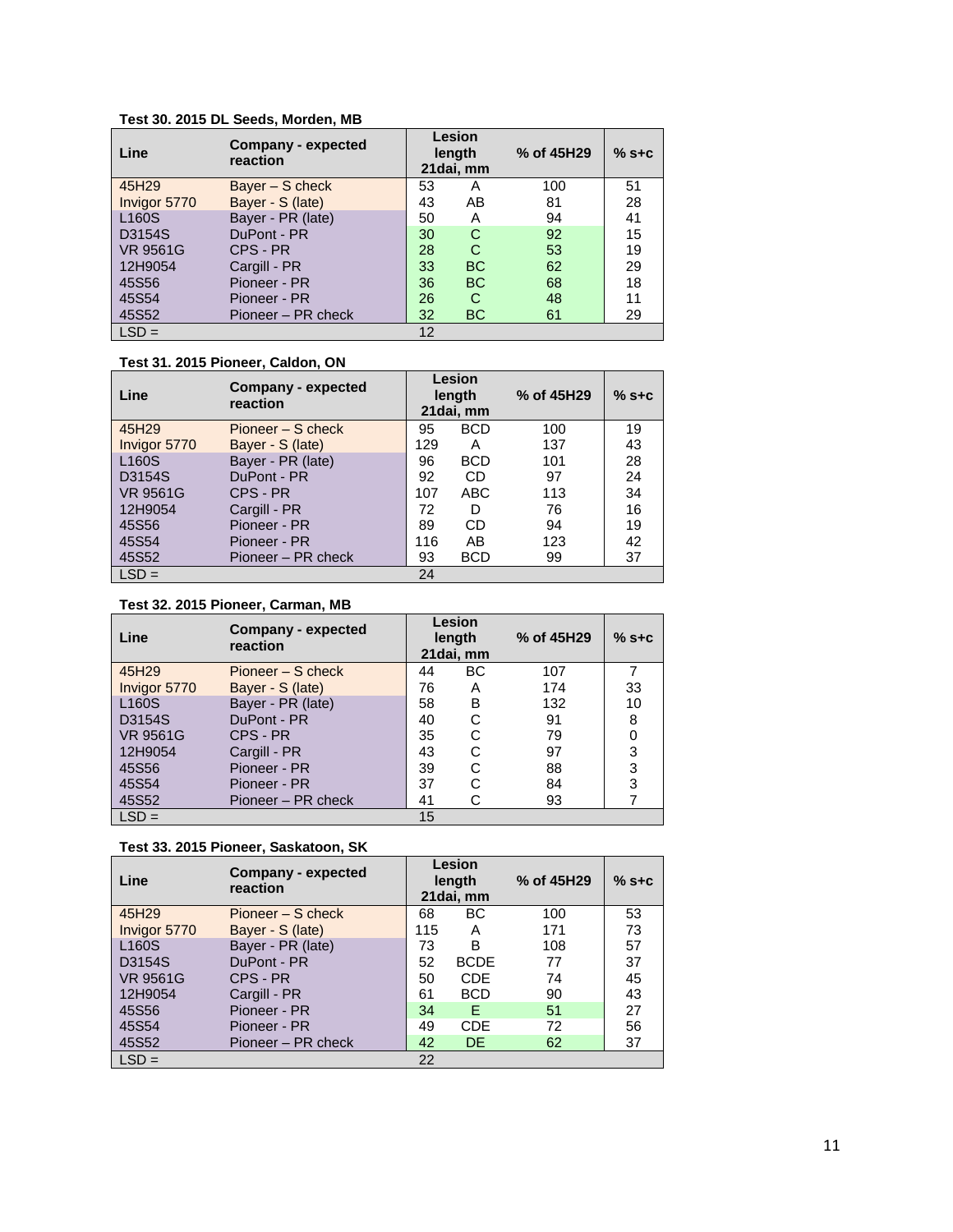**Test 30. 2015 DL Seeds, Morden, MB**

| Line | Company - expected reaction | Lesion length 21dai, mm | | % of 45H29 | % s+c |
|---|---|---|---|---|---|
| 45H29 | Bayer – S check | 53 | A | 100 | 51 |
| Invigor 5770 | Bayer - S (late) | 43 | AB | 81 | 28 |
| L160S | Bayer - PR (late) | 50 | A | 94 | 41 |
| D3154S | DuPont - PR | 30 | C | 92 | 15 |
| VR 9561G | CPS - PR | 28 | C | 53 | 19 |
| 12H9054 | Cargill - PR | 33 | BC | 62 | 29 |
| 45S56 | Pioneer - PR | 36 | BC | 68 | 18 |
| 45S54 | Pioneer - PR | 26 | C | 48 | 11 |
| 45S52 | Pioneer – PR check | 32 | BC | 61 | 29 |
| LSD = | | 12 | | | |

**Test 31. 2015 Pioneer, Caldon, ON**

| Line | Company - expected reaction | Lesion length 21dai, mm | | % of 45H29 | % s+c |
|---|---|---|---|---|---|
| 45H29 | Pioneer – S check | 95 | BCD | 100 | 19 |
| Invigor 5770 | Bayer - S (late) | 129 | A | 137 | 43 |
| L160S | Bayer - PR (late) | 96 | BCD | 101 | 28 |
| D3154S | DuPont - PR | 92 | CD | 97 | 24 |
| VR 9561G | CPS - PR | 107 | ABC | 113 | 34 |
| 12H9054 | Cargill - PR | 72 | D | 76 | 16 |
| 45S56 | Pioneer - PR | 89 | CD | 94 | 19 |
| 45S54 | Pioneer - PR | 116 | AB | 123 | 42 |
| 45S52 | Pioneer – PR check | 93 | BCD | 99 | 37 |
| LSD = | | 24 | | | |

**Test 32. 2015 Pioneer, Carman, MB**

| Line | Company - expected reaction | Lesion length 21dai, mm | | % of 45H29 | % s+c |
|---|---|---|---|---|---|
| 45H29 | Pioneer – S check | 44 | BC | 107 | 7 |
| Invigor 5770 | Bayer - S (late) | 76 | A | 174 | 33 |
| L160S | Bayer - PR (late) | 58 | B | 132 | 10 |
| D3154S | DuPont - PR | 40 | C | 91 | 8 |
| VR 9561G | CPS - PR | 35 | C | 79 | 0 |
| 12H9054 | Cargill - PR | 43 | C | 97 | 3 |
| 45S56 | Pioneer - PR | 39 | C | 88 | 3 |
| 45S54 | Pioneer - PR | 37 | C | 84 | 3 |
| 45S52 | Pioneer – PR check | 41 | C | 93 | 7 |
| LSD = | | 15 | | | |

**Test 33. 2015 Pioneer, Saskatoon, SK**

| Line | Company - expected reaction | Lesion length 21dai, mm | | % of 45H29 | % s+c |
|---|---|---|---|---|---|
| 45H29 | Pioneer – S check | 68 | BC | 100 | 53 |
| Invigor 5770 | Bayer - S (late) | 115 | A | 171 | 73 |
| L160S | Bayer - PR (late) | 73 | B | 108 | 57 |
| D3154S | DuPont - PR | 52 | BCDE | 77 | 37 |
| VR 9561G | CPS - PR | 50 | CDE | 74 | 45 |
| 12H9054 | Cargill - PR | 61 | BCD | 90 | 43 |
| 45S56 | Pioneer - PR | 34 | E | 51 | 27 |
| 45S54 | Pioneer - PR | 49 | CDE | 72 | 56 |
| 45S52 | Pioneer – PR check | 42 | DE | 62 | 37 |
| LSD = | | 22 | | | |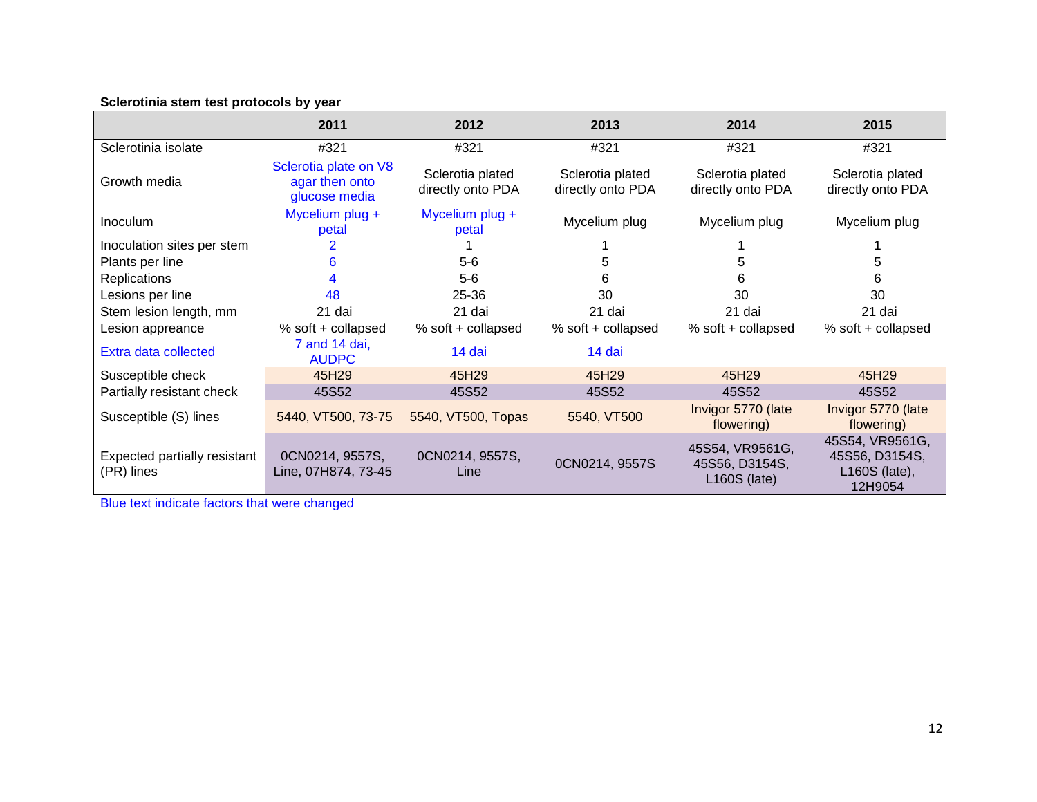**Sclerotinia stem test protocols by year**

| | 2011 | 2012 | 2013 | 2014 | 2015 |
|---|---|---|---|---|---|
| Sclerotinia isolate | #321 | #321 | #321 | #321 | #321 |
| Growth media | Sclerotia plate on V8 agar then onto glucose media | Sclerotia plated directly onto PDA | Sclerotia plated directly onto PDA | Sclerotia plated directly onto PDA | Sclerotia plated directly onto PDA |
| Inoculum | Mycelium plug + petal | Mycelium plug + petal | Mycelium plug | Mycelium plug | Mycelium plug |
| Inoculation sites per stem | 2 | 1 | 1 | 1 | 1 |
| Plants per line | 6 | 5-6 | 5 | 5 | 5 |
| Replications | 4 | 5-6 | 6 | 6 | 6 |
| Lesions per line | 48 | 25-36 | 30 | 30 | 30 |
| Stem lesion length, mm | 21 dai | 21 dai | 21 dai | 21 dai | 21 dai |
| Lesion appreance | % soft + collapsed | % soft + collapsed | % soft + collapsed | % soft + collapsed | % soft + collapsed |
| Extra data collected | 7 and 14 dai, AUDPC | 14 dai | 14 dai | | |
| Susceptible check | 45H29 | 45H29 | 45H29 | 45H29 | 45H29 |
| Partially resistant check | 45S52 | 45S52 | 45S52 | 45S52 | 45S52 |
| Susceptible (S) lines | 5440, VT500, 73-75 | 5540, VT500, Topas | 5540, VT500 | Invigor 5770 (late flowering) | Invigor 5770 (late flowering) |
| Expected partially resistant (PR) lines | 0CN0214, 9557S, Line, 07H874, 73-45 | 0CN0214, 9557S, Line | 0CN0214, 9557S | 45S54, VR9561G, 45S56, D3154S, L160S (late) | 45S54, VR9561G, 45S56, D3154S, L160S (late), 12H9054 |

Blue text indicate factors that were changed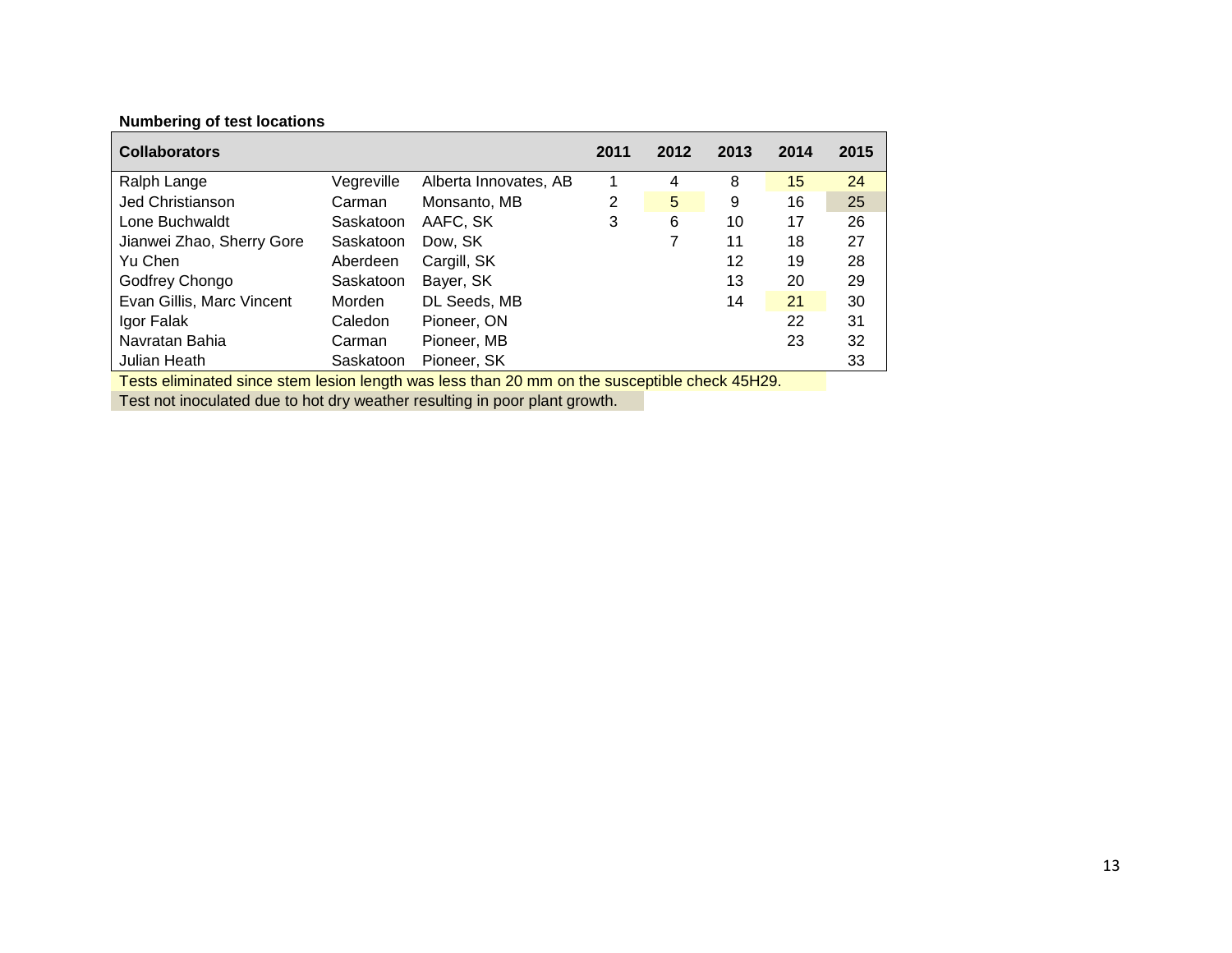**Numbering of test locations**

| Collaborators | | | 2011 | 2012 | 2013 | 2014 | 2015 |
|---|---|---|---|---|---|---|---|
| Ralph Lange | Vegreville | Alberta Innovates, AB | 1 | 4 | 8 | 15 | 24 |
| Jed Christianson | Carman | Monsanto, MB | 2 | 5 | 9 | 16 | 25 |
| Lone Buchwaldt | Saskatoon | AAFC, SK | 3 | 6 | 10 | 17 | 26 |
| Jianwei Zhao, Sherry Gore | Saskatoon | Dow, SK | | 7 | 11 | 18 | 27 |
| Yu Chen | Aberdeen | Cargill, SK | | | 12 | 19 | 28 |
| Godfrey Chongo | Saskatoon | Bayer, SK | | | 13 | 20 | 29 |
| Evan Gillis, Marc Vincent | Morden | DL Seeds, MB | | | 14 | 21 | 30 |
| Igor Falak | Caledon | Pioneer, ON | | | | 22 | 31 |
| Navratan Bahia | Carman | Pioneer, MB | | | | 23 | 32 |
| Julian Heath | Saskatoon | Pioneer, SK | | | | | 33 |

Tests eliminated since stem lesion length was less than 20 mm on the susceptible check 45H29.

Test not inoculated due to hot dry weather resulting in poor plant growth.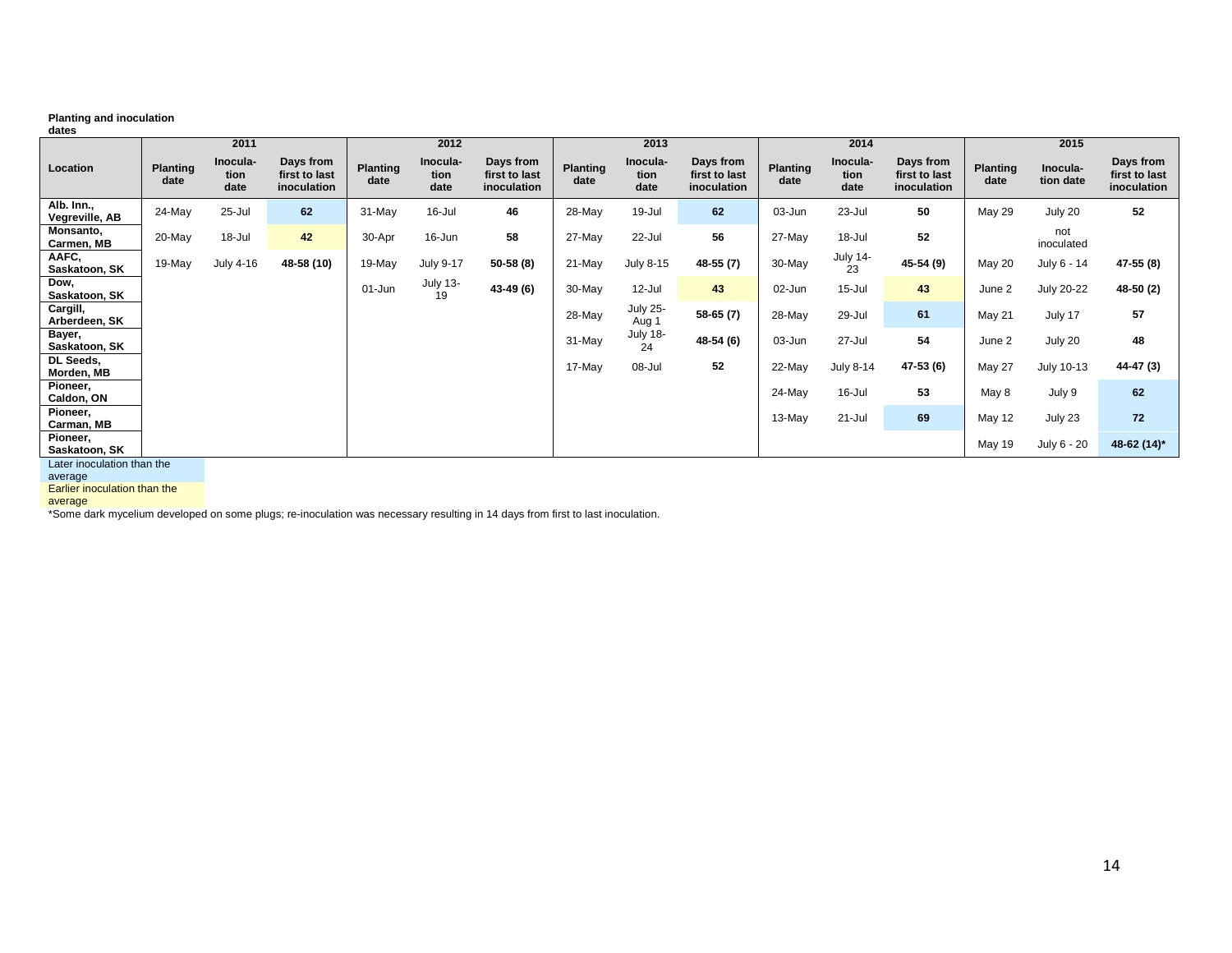**Planting and inoculation dates**

| Location | 2011 | | | 2012 | | | 2013 | | | 2014 | | | 2015 | | |
|---|---|---|---|---|---|---|---|---|---|---|---|---|---|---|---|
| | Planting date | Inocula-tion date | Days from first to last inoculation | Planting date | Inocula-tion date | Days from first to last inoculation | Planting date | Inocula-tion date | Days from first to last inoculation | Planting date | Inocula-tion date | Days from first to last inoculation | Planting date | Inocula-tion date | Days from first to last inoculation |
| Alb. Inn., Vegreville, AB | 24-May | 25-Jul | **62** | 31-May | 16-Jul | **46** | 28-May | 19-Jul | **62** | 03-Jun | 23-Jul | **50** | May 29 | July 20 | **52** |
| Monsanto, Carmen, MB | 20-May | 18-Jul | **42** | 30-Apr | 16-Jun | **58** | 27-May | 22-Jul | **56** | 27-May | 18-Jul | **52** | | not inoculated | |
| AAFC, Saskatoon, SK | 19-May | July 4-16 | **48-58 (10)** | 19-May | July 9-17 | **50-58 (8)** | 21-May | July 8-15 | **48-55 (7)** | 30-May | July 14-23 | **45-54 (9)** | May 20 | July 6 - 14 | **47-55 (8)** |
| Dow, Saskatoon, SK | | | | 01-Jun | July 13-19 | **43-49 (6)** | 30-May | 12-Jul | **43** | 02-Jun | 15-Jul | **43** | June 2 | July 20-22 | **48-50 (2)** |
| Cargill, Arberdeen, SK | | | | | | | 28-May | July 25-Aug 1 | **58-65 (7)** | 28-May | 29-Jul | **61** | May 21 | July 17 | **57** |
| Bayer, Saskatoon, SK | | | | | | | 31-May | July 18-24 | **48-54 (6)** | 03-Jun | 27-Jul | **54** | June 2 | July 20 | **48** |
| DL Seeds, Morden, MB | | | | | | | 17-May | 08-Jul | **52** | 22-May | July 8-14 | **47-53 (6)** | May 27 | July 10-13 | **44-47 (3)** |
| Pioneer, Caldon, ON | | | | | | | | | | 24-May | 16-Jul | **53** | May 8 | July 9 | **62** |
| Pioneer, Carman, MB | | | | | | | | | | 13-May | 21-Jul | **69** | May 12 | July 23 | **72** |
| Pioneer, Saskatoon, SK | | | | | | | | | | | | | May 19 | July 6 - 20 | **48-62 (14)*** |

Later inoculation than the average (blue shading): Alb. Inn. 2011 (62), Alb. Inn. 2013 (62), Cargill 2014 (61), Pioneer Carman 2014 (69), Pioneer Caldon 2015 (62), Pioneer Carman 2015 (72), Pioneer Saskatoon 2015 (48-62 (14)*)

Earlier inoculation than the average (yellow shading): Monsanto 2011 (42), Dow 2013 (43), Dow 2014 (43)

*Some dark mycelium developed on some plugs; re-inoculation was necessary resulting in 14 days from first to last inoculation.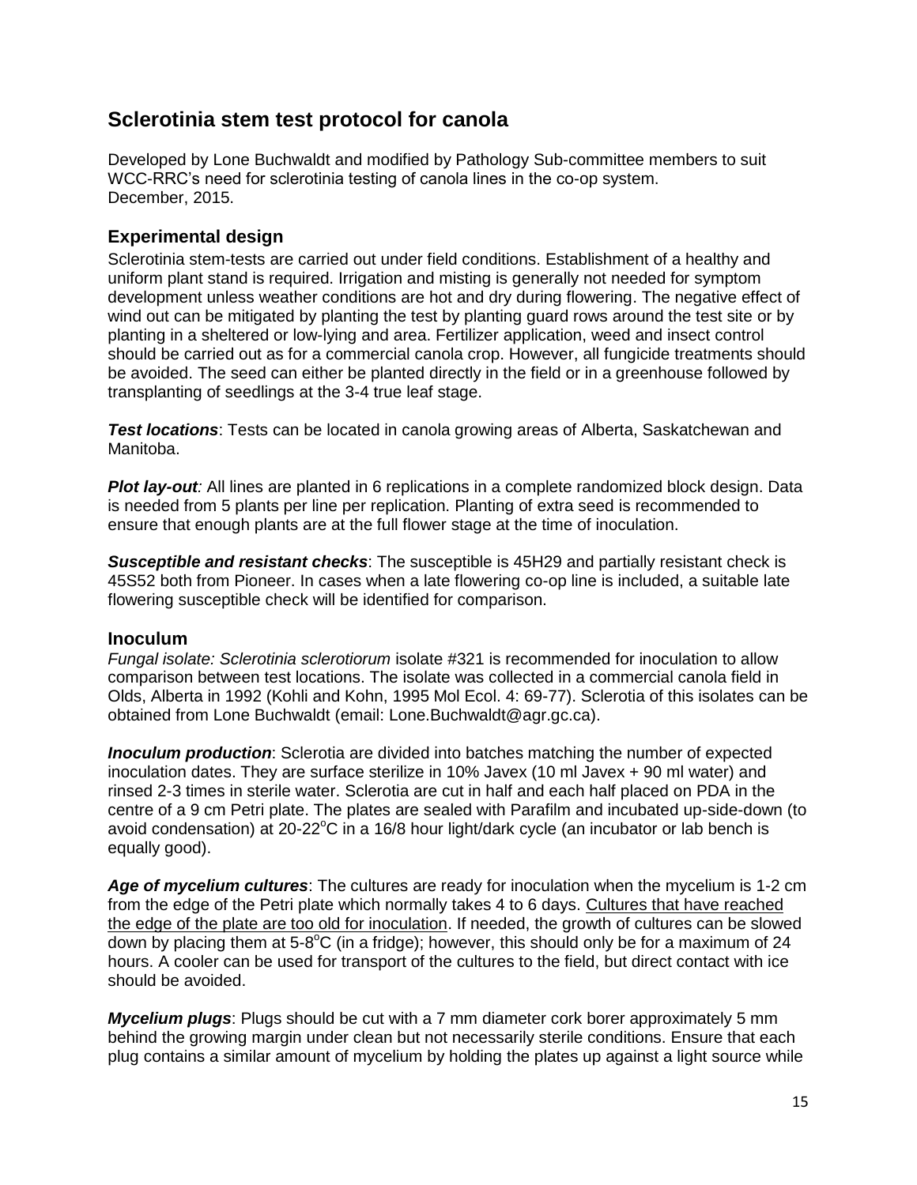## Sclerotinia stem test protocol for canola

Developed by Lone Buchwaldt and modified by Pathology Sub-committee members to suit WCC-RRC's need for sclerotinia testing of canola lines in the co-op system.
December, 2015.

### Experimental design

Sclerotinia stem-tests are carried out under field conditions. Establishment of a healthy and uniform plant stand is required. Irrigation and misting is generally not needed for symptom development unless weather conditions are hot and dry during flowering. The negative effect of wind out can be mitigated by planting the test by planting guard rows around the test site or by planting in a sheltered or low-lying and area. Fertilizer application, weed and insect control should be carried out as for a commercial canola crop. However, all fungicide treatments should be avoided. The seed can either be planted directly in the field or in a greenhouse followed by transplanting of seedlings at the 3-4 true leaf stage.

***Test locations***: Tests can be located in canola growing areas of Alberta, Saskatchewan and Manitoba.

***Plot lay-out**:* All lines are planted in 6 replications in a complete randomized block design. Data is needed from 5 plants per line per replication. Planting of extra seed is recommended to ensure that enough plants are at the full flower stage at the time of inoculation.

***Susceptible and resistant checks***: The susceptible is 45H29 and partially resistant check is 45S52 both from Pioneer. In cases when a late flowering co-op line is included, a suitable late flowering susceptible check will be identified for comparison.

### Inoculum

*Fungal isolate: Sclerotinia sclerotiorum* isolate #321 is recommended for inoculation to allow comparison between test locations. The isolate was collected in a commercial canola field in Olds, Alberta in 1992 (Kohli and Kohn, 1995 Mol Ecol. 4: 69-77). Sclerotia of this isolates can be obtained from Lone Buchwaldt (email: Lone.Buchwaldt@agr.gc.ca).

***Inoculum production***: Sclerotia are divided into batches matching the number of expected inoculation dates. They are surface sterilize in 10% Javex (10 ml Javex + 90 ml water) and rinsed 2-3 times in sterile water. Sclerotia are cut in half and each half placed on PDA in the centre of a 9 cm Petri plate. The plates are sealed with Parafilm and incubated up-side-down (to avoid condensation) at 20-22°C in a 16/8 hour light/dark cycle (an incubator or lab bench is equally good).

***Age of mycelium cultures***: The cultures are ready for inoculation when the mycelium is 1-2 cm from the edge of the Petri plate which normally takes 4 to 6 days. <u>Cultures that have reached the edge of the plate are too old for inoculation</u>. If needed, the growth of cultures can be slowed down by placing them at 5-8°C (in a fridge); however, this should only be for a maximum of 24 hours. A cooler can be used for transport of the cultures to the field, but direct contact with ice should be avoided.

***Mycelium plugs***: Plugs should be cut with a 7 mm diameter cork borer approximately 5 mm behind the growing margin under clean but not necessarily sterile conditions. Ensure that each plug contains a similar amount of mycelium by holding the plates up against a light source while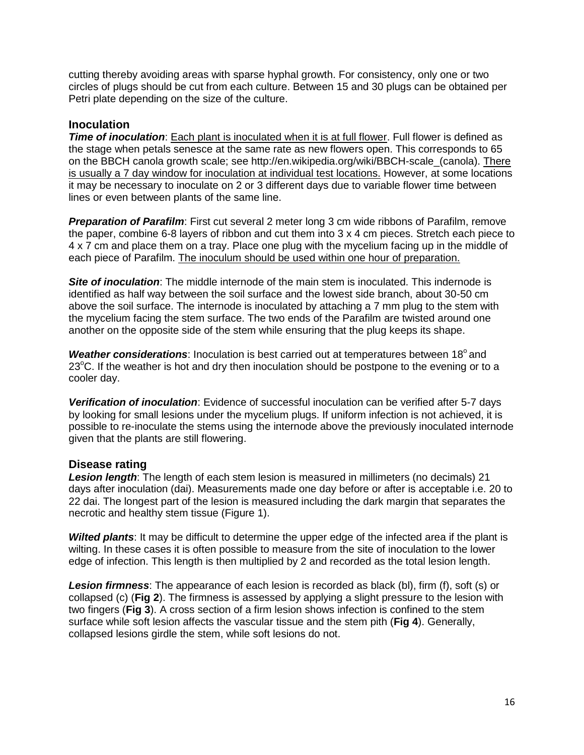cutting thereby avoiding areas with sparse hyphal growth. For consistency, only one or two circles of plugs should be cut from each culture. Between 15 and 30 plugs can be obtained per Petri plate depending on the size of the culture.

## Inoculation

***Time of inoculation***: <u>Each plant is inoculated when it is at full flower</u>. Full flower is defined as the stage when petals senesce at the same rate as new flowers open. This corresponds to 65 on the BBCH canola growth scale; see http://en.wikipedia.org/wiki/BBCH-scale_(canola). <u>There is usually a 7 day window for inoculation at individual test locations.</u> However, at some locations it may be necessary to inoculate on 2 or 3 different days due to variable flower time between lines or even between plants of the same line.

***Preparation of Parafilm***: First cut several 2 meter long 3 cm wide ribbons of Parafilm, remove the paper, combine 6-8 layers of ribbon and cut them into 3 x 4 cm pieces. Stretch each piece to 4 x 7 cm and place them on a tray. Place one plug with the mycelium facing up in the middle of each piece of Parafilm. <u>The inoculum should be used within one hour of preparation.</u>

***Site of inoculation***: The middle internode of the main stem is inoculated. This indernode is identified as half way between the soil surface and the lowest side branch, about 30-50 cm above the soil surface. The internode is inoculated by attaching a 7 mm plug to the stem with the mycelium facing the stem surface. The two ends of the Parafilm are twisted around one another on the opposite side of the stem while ensuring that the plug keeps its shape.

***Weather considerations***: Inoculation is best carried out at temperatures between 18$^{o}$ and 23$^{o}$C. If the weather is hot and dry then inoculation should be postpone to the evening or to a cooler day.

***Verification of inoculation***: Evidence of successful inoculation can be verified after 5-7 days by looking for small lesions under the mycelium plugs. If uniform infection is not achieved, it is possible to re-inoculate the stems using the internode above the previously inoculated internode given that the plants are still flowering.

## Disease rating

***Lesion length***: The length of each stem lesion is measured in millimeters (no decimals) 21 days after inoculation (dai). Measurements made one day before or after is acceptable i.e. 20 to 22 dai. The longest part of the lesion is measured including the dark margin that separates the necrotic and healthy stem tissue (Figure 1).

***Wilted plants***: It may be difficult to determine the upper edge of the infected area if the plant is wilting. In these cases it is often possible to measure from the site of inoculation to the lower edge of infection. This length is then multiplied by 2 and recorded as the total lesion length.

***Lesion firmness***: The appearance of each lesion is recorded as black (bl), firm (f), soft (s) or collapsed (c) (**Fig 2**). The firmness is assessed by applying a slight pressure to the lesion with two fingers (**Fig 3**). A cross section of a firm lesion shows infection is confined to the stem surface while soft lesion affects the vascular tissue and the stem pith (**Fig 4**). Generally, collapsed lesions girdle the stem, while soft lesions do not.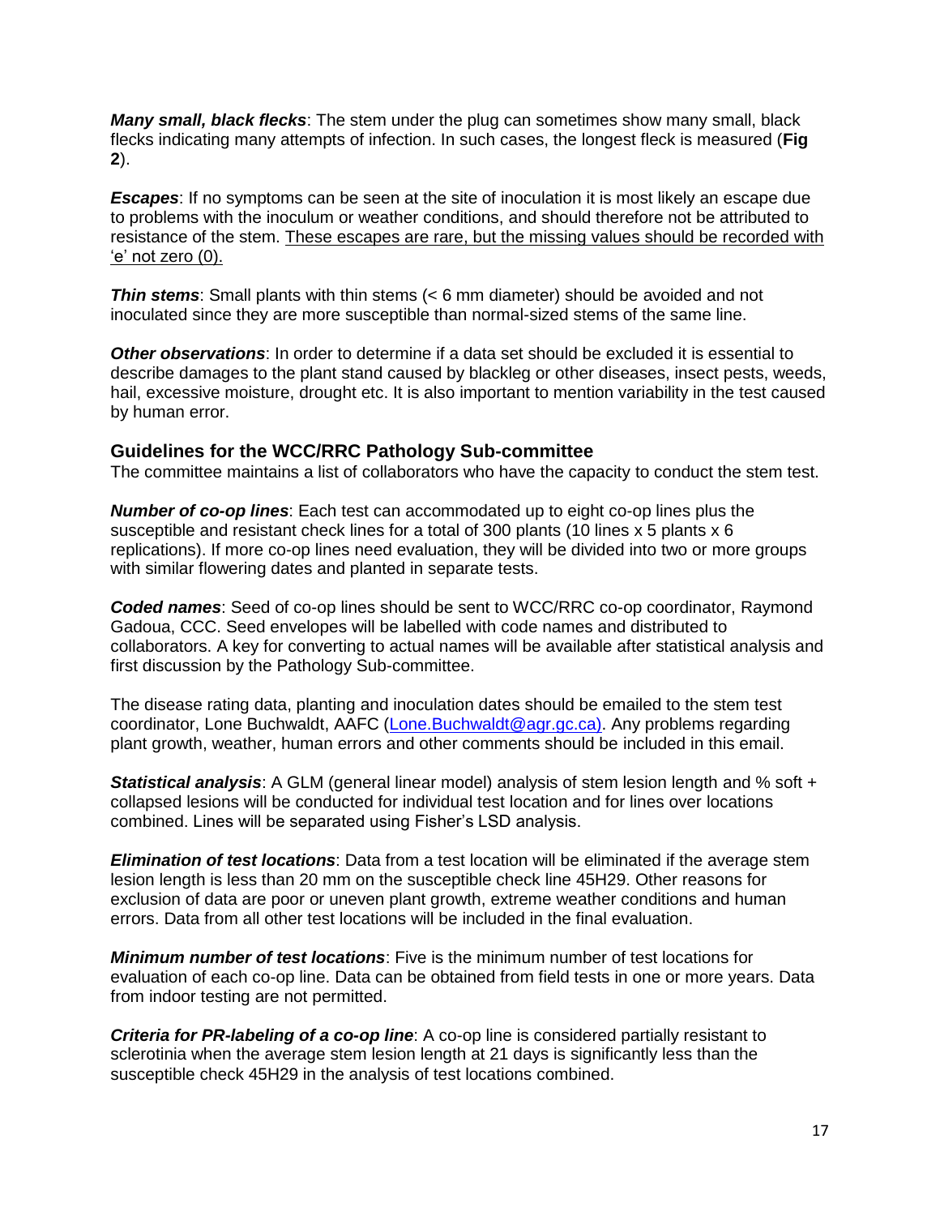***Many small, black flecks***: The stem under the plug can sometimes show many small, black flecks indicating many attempts of infection. In such cases, the longest fleck is measured (**Fig 2**).

***Escapes***: If no symptoms can be seen at the site of inoculation it is most likely an escape due to problems with the inoculum or weather conditions, and should therefore not be attributed to resistance of the stem. These escapes are rare, but the missing values should be recorded with 'e' not zero (0).

***Thin stems***: Small plants with thin stems (< 6 mm diameter) should be avoided and not inoculated since they are more susceptible than normal-sized stems of the same line.

***Other observations***: In order to determine if a data set should be excluded it is essential to describe damages to the plant stand caused by blackleg or other diseases, insect pests, weeds, hail, excessive moisture, drought etc. It is also important to mention variability in the test caused by human error.

## Guidelines for the WCC/RRC Pathology Sub-committee

The committee maintains a list of collaborators who have the capacity to conduct the stem test.

***Number of co-op lines***: Each test can accommodated up to eight co-op lines plus the susceptible and resistant check lines for a total of 300 plants (10 lines x 5 plants x 6 replications). If more co-op lines need evaluation, they will be divided into two or more groups with similar flowering dates and planted in separate tests.

***Coded names***: Seed of co-op lines should be sent to WCC/RRC co-op coordinator, Raymond Gadoua, CCC. Seed envelopes will be labelled with code names and distributed to collaborators. A key for converting to actual names will be available after statistical analysis and first discussion by the Pathology Sub-committee.

The disease rating data, planting and inoculation dates should be emailed to the stem test coordinator, Lone Buchwaldt, AAFC (Lone.Buchwaldt@agr.gc.ca). Any problems regarding plant growth, weather, human errors and other comments should be included in this email.

***Statistical analysis***: A GLM (general linear model) analysis of stem lesion length and % soft + collapsed lesions will be conducted for individual test location and for lines over locations combined. Lines will be separated using Fisher's LSD analysis.

***Elimination of test locations***: Data from a test location will be eliminated if the average stem lesion length is less than 20 mm on the susceptible check line 45H29. Other reasons for exclusion of data are poor or uneven plant growth, extreme weather conditions and human errors. Data from all other test locations will be included in the final evaluation.

***Minimum number of test locations***: Five is the minimum number of test locations for evaluation of each co-op line. Data can be obtained from field tests in one or more years. Data from indoor testing are not permitted.

***Criteria for PR-labeling of a co-op line***: A co-op line is considered partially resistant to sclerotinia when the average stem lesion length at 21 days is significantly less than the susceptible check 45H29 in the analysis of test locations combined.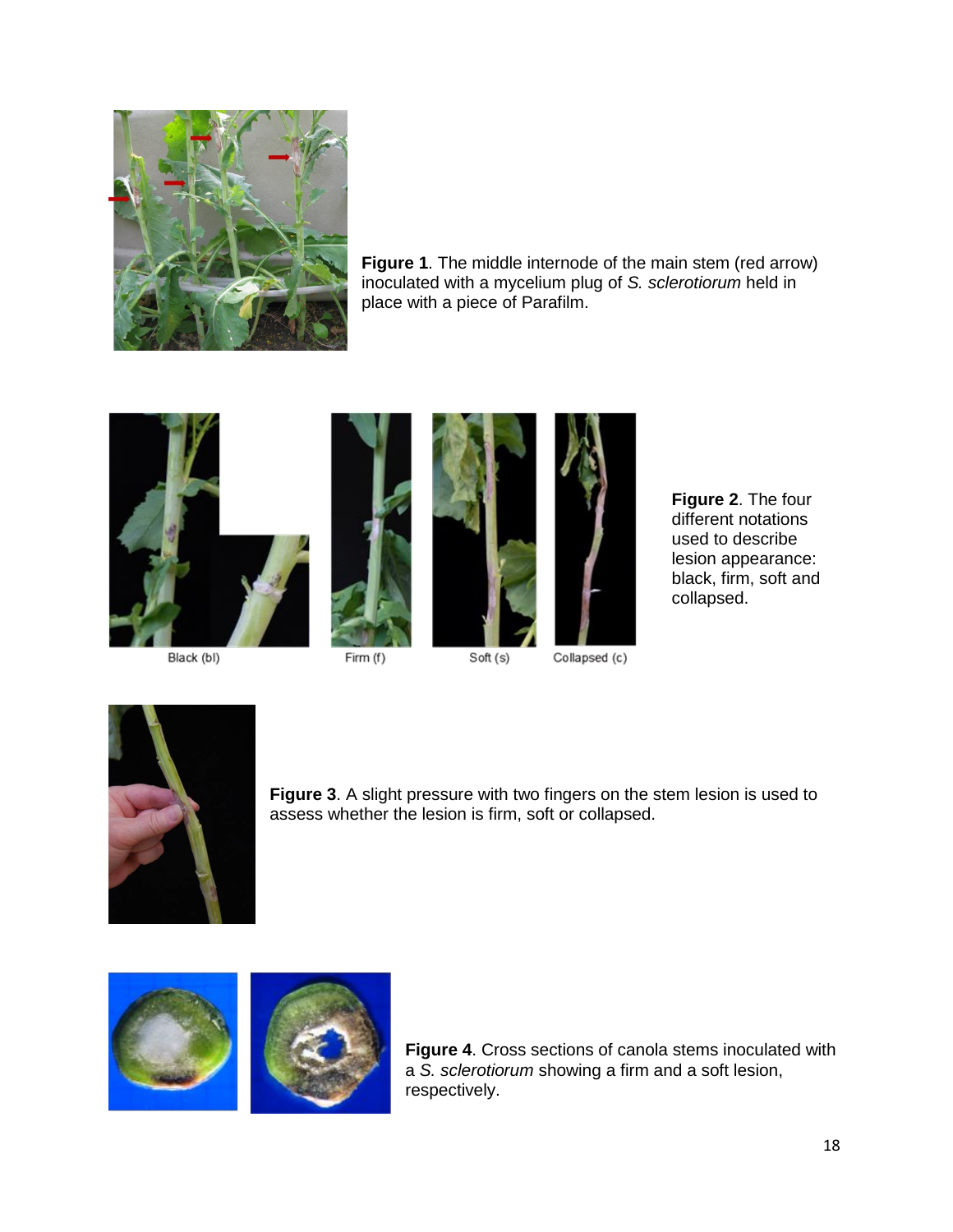**Figure 1**. The middle internode of the main stem (red arrow) inoculated with a mycelium plug of *S. sclerotiorum* held in place with a piece of Parafilm.

Black (bl)

Firm (f)

Soft (s)

Collapsed (c)

**Figure 2**. The four different notations used to describe lesion appearance: black, firm, soft and collapsed.

**Figure 3**. A slight pressure with two fingers on the stem lesion is used to assess whether the lesion is firm, soft or collapsed.

**Figure 4**. Cross sections of canola stems inoculated with a *S. sclerotiorum* showing a firm and a soft lesion, respectively.